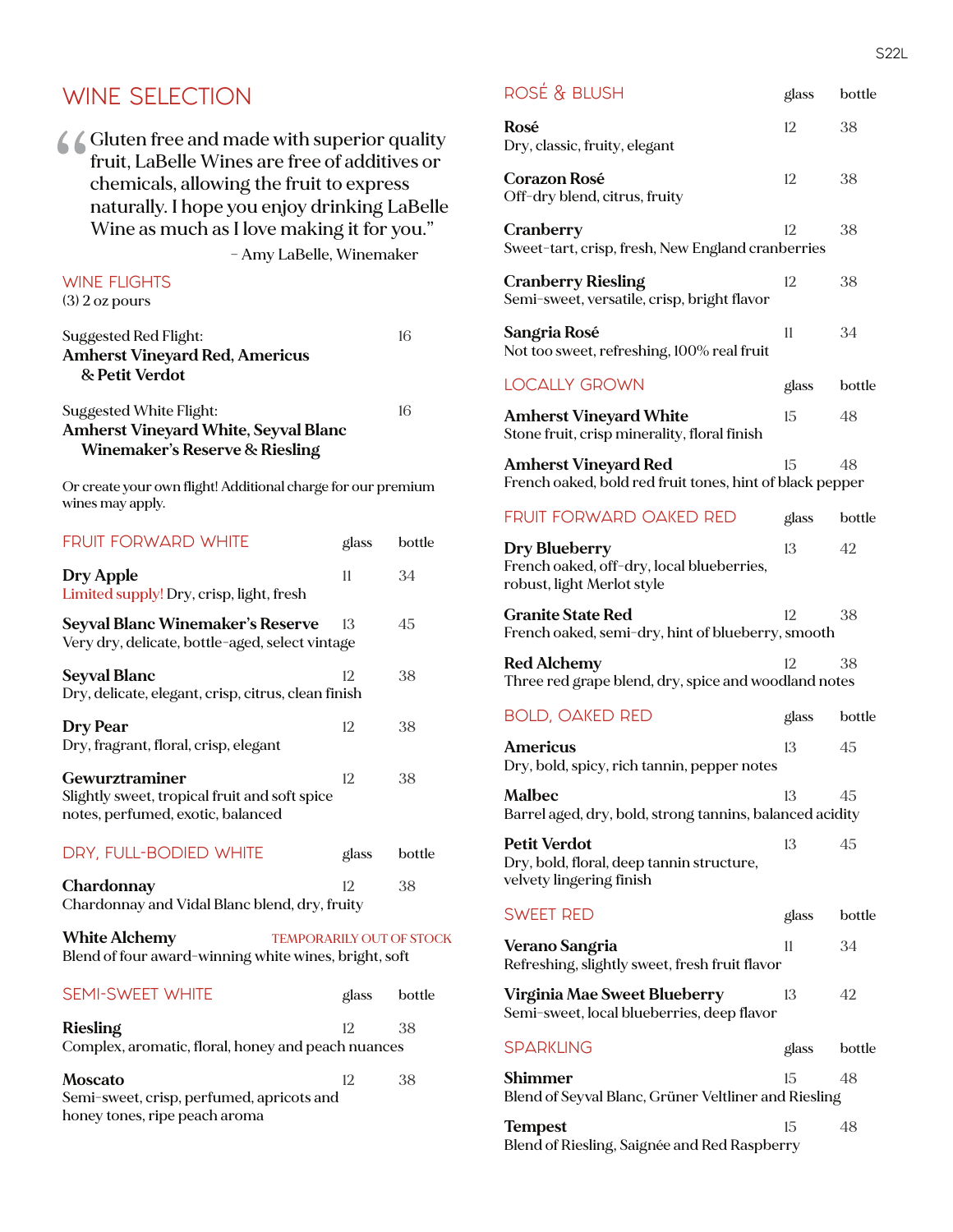# WINE SELECTION

> "Gluten free and made with superior quality fruit, LaBelle Wines are free of additives or chemicals, allowing the fruit to express naturally. I hope you enjoy drinking LaBelle Wine as much as I love making it for you."
>
> – Amy LaBelle, Winemaker

## WINE FLIGHTS

(3) 2 oz pours

| | |
|---|---|
| Suggested Red Flight:<br>**Amherst Vineyard Red, Americus & Petit Verdot** | 16 |
| Suggested White Flight:<br>**Amherst Vineyard White, Seyval Blanc Winemaker's Reserve & Riesling** | 16 |

Or create your own flight! Additional charge for our premium wines may apply.

## FRUIT FORWARD WHITE

| | glass | bottle |
|---|---|---|
| **Dry Apple**<br>Limited supply! Dry, crisp, light, fresh | 11 | 34 |
| **Seyval Blanc Winemaker's Reserve**<br>Very dry, delicate, bottle-aged, select vintage | 13 | 45 |
| **Seyval Blanc**<br>Dry, delicate, elegant, crisp, citrus, clean finish | 12 | 38 |
| **Dry Pear**<br>Dry, fragrant, floral, crisp, elegant | 12 | 38 |
| **Gewurztraminer**<br>Slightly sweet, tropical fruit and soft spice notes, perfumed, exotic, balanced | 12 | 38 |

## DRY, FULL-BODIED WHITE

| | glass | bottle |
|---|---|---|
| **Chardonnay**<br>Chardonnay and Vidal Blanc blend, dry, fruity | 12 | 38 |
| **White Alchemy** TEMPORARILY OUT OF STOCK<br>Blend of four award-winning white wines, bright, soft | | |

## SEMI-SWEET WHITE

| | glass | bottle |
|---|---|---|
| **Riesling**<br>Complex, aromatic, floral, honey and peach nuances | 12 | 38 |
| **Moscato**<br>Semi-sweet, crisp, perfumed, apricots and honey tones, ripe peach aroma | 12 | 38 |

## ROSÉ & BLUSH

| | glass | bottle |
|---|---|---|
| **Rosé**<br>Dry, classic, fruity, elegant | 12 | 38 |
| **Corazon Rosé**<br>Off-dry blend, citrus, fruity | 12 | 38 |
| **Cranberry**<br>Sweet-tart, crisp, fresh, New England cranberries | 12 | 38 |
| **Cranberry Riesling**<br>Semi-sweet, versatile, crisp, bright flavor | 12 | 38 |
| **Sangria Rosé**<br>Not too sweet, refreshing, 100% real fruit | 11 | 34 |

## LOCALLY GROWN

| | glass | bottle |
|---|---|---|
| **Amherst Vineyard White**<br>Stone fruit, crisp minerality, floral finish | 15 | 48 |
| **Amherst Vineyard Red**<br>French oaked, bold red fruit tones, hint of black pepper | 15 | 48 |

## FRUIT FORWARD OAKED RED

| | glass | bottle |
|---|---|---|
| **Dry Blueberry**<br>French oaked, off-dry, local blueberries, robust, light Merlot style | 13 | 42 |
| **Granite State Red**<br>French oaked, semi-dry, hint of blueberry, smooth | 12 | 38 |
| **Red Alchemy**<br>Three red grape blend, dry, spice and woodland notes | 12 | 38 |

## BOLD, OAKED RED

| | glass | bottle |
|---|---|---|
| **Americus**<br>Dry, bold, spicy, rich tannin, pepper notes | 13 | 45 |
| **Malbec**<br>Barrel aged, dry, bold, strong tannins, balanced acidity | 13 | 45 |
| **Petit Verdot**<br>Dry, bold, floral, deep tannin structure, velvety lingering finish | 13 | 45 |

## SWEET RED

| | glass | bottle |
|---|---|---|
| **Verano Sangria**<br>Refreshing, slightly sweet, fresh fruit flavor | 11 | 34 |
| **Virginia Mae Sweet Blueberry**<br>Semi-sweet, local blueberries, deep flavor | 13 | 42 |

## SPARKLING

| | glass | bottle |
|---|---|---|
| **Shimmer**<br>Blend of Seyval Blanc, Grüner Veltliner and Riesling | 15 | 48 |
| **Tempest**<br>Blend of Riesling, Saignée and Red Raspberry | 15 | 48 |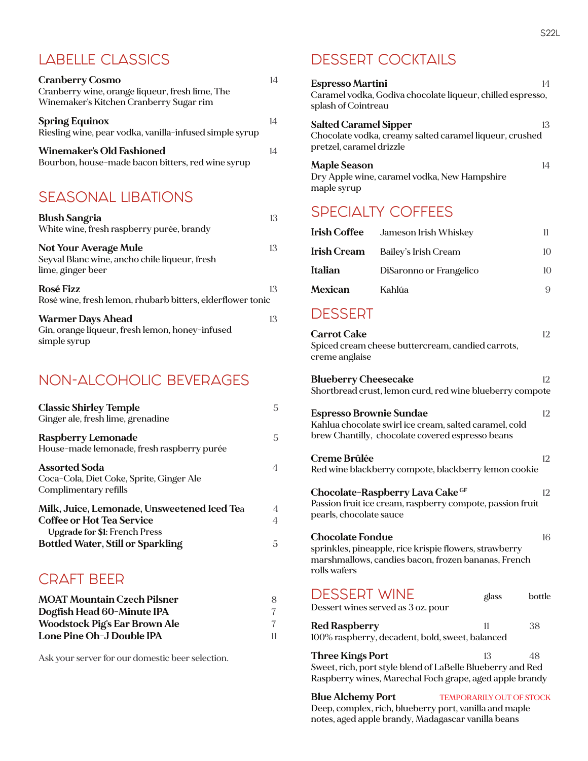## LABELLE CLASSICS

**Cranberry Cosmo** 14
Cranberry wine, orange liqueur, fresh lime, The Winemaker's Kitchen Cranberry Sugar rim

**Spring Equinox** 14
Riesling wine, pear vodka, vanilla-infused simple syrup

**Winemaker's Old Fashioned** 14
Bourbon, house-made bacon bitters, red wine syrup

## SEASONAL LIBATIONS

**Blush Sangria** 13
White wine, fresh raspberry purée, brandy

**Not Your Average Mule** 13
Seyval Blanc wine, ancho chile liqueur, fresh lime, ginger beer

**Rosé Fizz** 13
Rosé wine, fresh lemon, rhubarb bitters, elderflower tonic

**Warmer Days Ahead** 13
Gin, orange liqueur, fresh lemon, honey-infused simple syrup

## NON-ALCOHOLIC BEVERAGES

**Classic Shirley Temple** 5
Ginger ale, fresh lime, grenadine

**Raspberry Lemonade** 5
House-made lemonade, fresh raspberry purée

**Assorted Soda** 4
Coca-Cola, Diet Coke, Sprite, Ginger Ale
Complimentary refills

**Milk, Juice, Lemonade, Unsweetened Iced Tea** 4
**Coffee or Hot Tea Service** 4
**Upgrade for $1:** French Press
**Bottled Water, Still or Sparkling** 5

## CRAFT BEER

**MOAT Mountain Czech Pilsner** 8
**Dogfish Head 60-Minute IPA** 7
**Woodstock Pig's Ear Brown Ale** 7
**Lone Pine Oh-J Double IPA** 11

Ask your server for our domestic beer selection.

## DESSERT COCKTAILS

**Espresso Martini** 14
Caramel vodka, Godiva chocolate liqueur, chilled espresso, splash of Cointreau

**Salted Caramel Sipper** 13
Chocolate vodka, creamy salted caramel liqueur, crushed pretzel, caramel drizzle

**Maple Season** 14
Dry Apple wine, caramel vodka, New Hampshire maple syrup

## SPECIALTY COFFEES

| | | |
|---|---|---|
| **Irish Coffee** | Jameson Irish Whiskey | 11 |
| **Irish Cream** | Bailey's Irish Cream | 10 |
| **Italian** | DiSaronno or Frangelico | 10 |
| **Mexican** | Kahlúa | 9 |

## DESSERT

**Carrot Cake** 12
Spiced cream cheese buttercream, candied carrots, creme anglaise

**Blueberry Cheesecake** 12
Shortbread crust, lemon curd, red wine blueberry compote

**Espresso Brownie Sundae** 12
Kahlua chocolate swirl ice cream, salted caramel, cold brew Chantilly, chocolate covered espresso beans

**Creme Brûlée** 12
Red wine blackberry compote, blackberry lemon cookie

**Chocolate-Raspberry Lava Cake** GF 12
Passion fruit ice cream, raspberry compote, passion fruit pearls, chocolate sauce

**Chocolate Fondue** 16
sprinkles, pineapple, rice krispie flowers, strawberry marshmallows, candies bacon, frozen bananas, French rolls wafers

## DESSERT WINE

Dessert wines served as 3 oz. pour

| | glass | bottle |
|---|---|---|
| **Red Raspberry**<br>100% raspberry, decadent, bold, sweet, balanced | 11 | 38 |
| **Three Kings Port**<br>Sweet, rich, port style blend of LaBelle Blueberry and Red Raspberry wines, Marechal Foch grape, aged apple brandy | 13 | 48 |
| **Blue Alchemy Port**<br>Deep, complex, rich, blueberry port, vanilla and maple notes, aged apple brandy, Madagascar vanilla beans | TEMPORARILY OUT OF STOCK | |